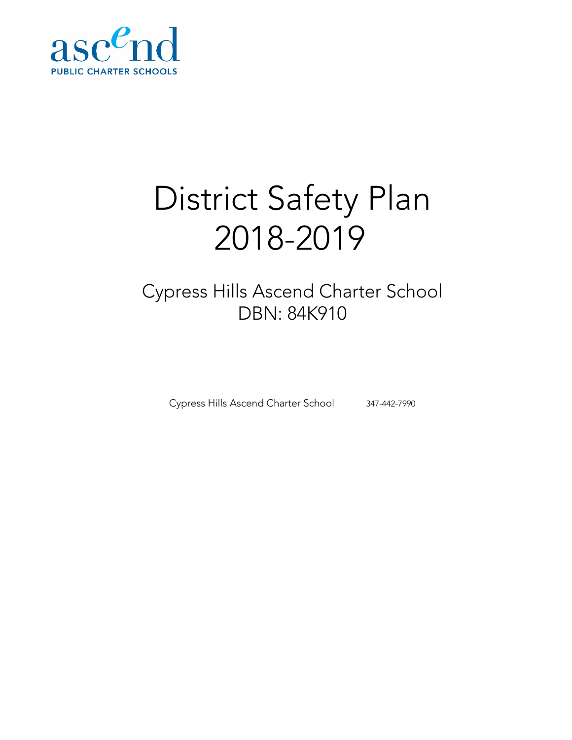ascend

PUBLIC CHARTER SCHOOLS

# District Safety Plan 2018-2019

## Cypress Hills Ascend Charter School DBN: 84K910

Cypress Hills Ascend Charter School 347-442-7990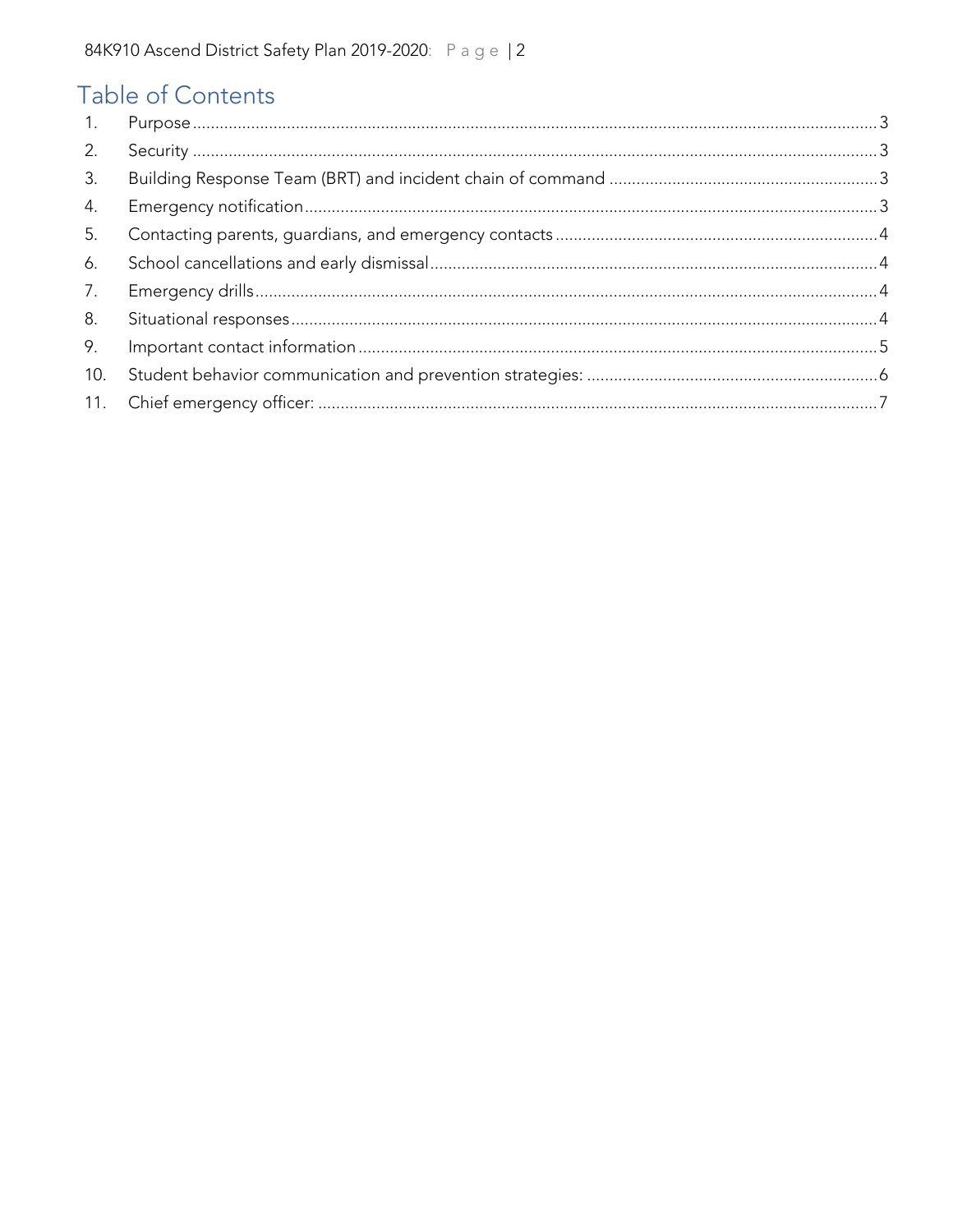# Table of Contents

1. Purpose ........ 3
2. Security ........ 3
3. Building Response Team (BRT) and incident chain of command ........ 3
4. Emergency notification ........ 3
5. Contacting parents, guardians, and emergency contacts ........ 4
6. School cancellations and early dismissal ........ 4
7. Emergency drills ........ 4
8. Situational responses ........ 4
9. Important contact information ........ 5
10. Student behavior communication and prevention strategies: ........ 6
11. Chief emergency officer: ........ 7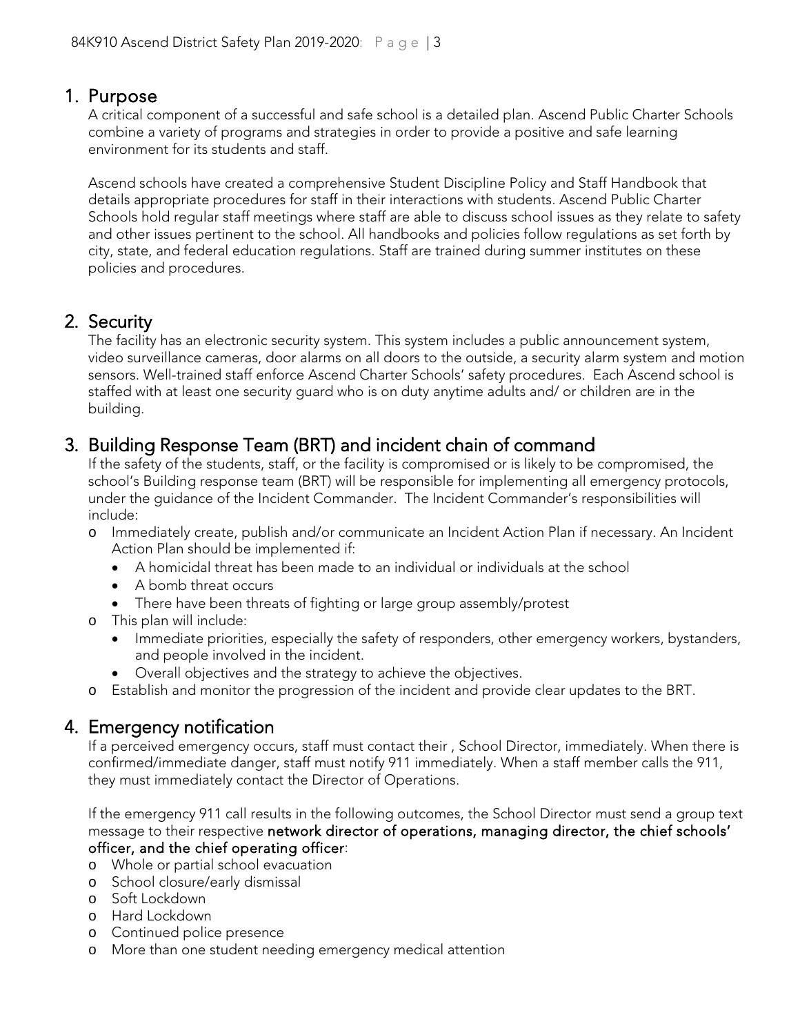## 1. Purpose

A critical component of a successful and safe school is a detailed plan. Ascend Public Charter Schools combine a variety of programs and strategies in order to provide a positive and safe learning environment for its students and staff.

Ascend schools have created a comprehensive Student Discipline Policy and Staff Handbook that details appropriate procedures for staff in their interactions with students. Ascend Public Charter Schools hold regular staff meetings where staff are able to discuss school issues as they relate to safety and other issues pertinent to the school. All handbooks and policies follow regulations as set forth by city, state, and federal education regulations. Staff are trained during summer institutes on these policies and procedures.

## 2. Security

The facility has an electronic security system. This system includes a public announcement system, video surveillance cameras, door alarms on all doors to the outside, a security alarm system and motion sensors. Well-trained staff enforce Ascend Charter Schools' safety procedures. Each Ascend school is staffed with at least one security guard who is on duty anytime adults and/ or children are in the building.

## 3. Building Response Team (BRT) and incident chain of command

If the safety of the students, staff, or the facility is compromised or is likely to be compromised, the school's Building response team (BRT) will be responsible for implementing all emergency protocols, under the guidance of the Incident Commander. The Incident Commander's responsibilities will include:

- Immediately create, publish and/or communicate an Incident Action Plan if necessary. An Incident Action Plan should be implemented if:
  - A homicidal threat has been made to an individual or individuals at the school
  - A bomb threat occurs
  - There have been threats of fighting or large group assembly/protest
- This plan will include:
  - Immediate priorities, especially the safety of responders, other emergency workers, bystanders, and people involved in the incident.
  - Overall objectives and the strategy to achieve the objectives.
- Establish and monitor the progression of the incident and provide clear updates to the BRT.

## 4. Emergency notification

If a perceived emergency occurs, staff must contact their , School Director, immediately. When there is confirmed/immediate danger, staff must notify 911 immediately. When a staff member calls the 911, they must immediately contact the Director of Operations.

If the emergency 911 call results in the following outcomes, the School Director must send a group text message to their respective **network director of operations, managing director, the chief schools' officer, and the chief operating officer**:

- Whole or partial school evacuation
- School closure/early dismissal
- Soft Lockdown
- Hard Lockdown
- Continued police presence
- More than one student needing emergency medical attention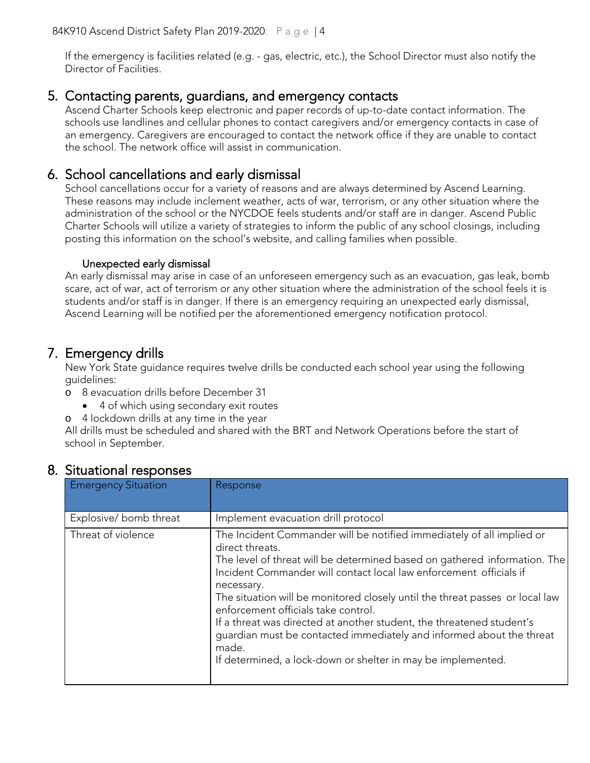If the emergency is facilities related (e.g. - gas, electric, etc.), the School Director must also notify the Director of Facilities.

## 5. Contacting parents, guardians, and emergency contacts

Ascend Charter Schools keep electronic and paper records of up-to-date contact information. The schools use landlines and cellular phones to contact caregivers and/or emergency contacts in case of an emergency. Caregivers are encouraged to contact the network office if they are unable to contact the school. The network office will assist in communication.

## 6. School cancellations and early dismissal

School cancellations occur for a variety of reasons and are always determined by Ascend Learning. These reasons may include inclement weather, acts of war, terrorism, or any other situation where the administration of the school or the NYCDOE feels students and/or staff are in danger. Ascend Public Charter Schools will utilize a variety of strategies to inform the public of any school closings, including posting this information on the school's website, and calling families when possible.

### Unexpected early dismissal

An early dismissal may arise in case of an unforeseen emergency such as an evacuation, gas leak, bomb scare, act of war, act of terrorism or any other situation where the administration of the school feels it is students and/or staff is in danger. If there is an emergency requiring an unexpected early dismissal, Ascend Learning will be notified per the aforementioned emergency notification protocol.

## 7. Emergency drills

New York State guidance requires twelve drills be conducted each school year using the following guidelines:

- 8 evacuation drills before December 31
  - 4 of which using secondary exit routes
- 4 lockdown drills at any time in the year

All drills must be scheduled and shared with the BRT and Network Operations before the start of school in September.

## 8. Situational responses

| Emergency Situation | Response |
|---|---|
| Explosive/ bomb threat | Implement evacuation drill protocol |
| Threat of violence | The Incident Commander will be notified immediately of all implied or direct threats.<br>The level of threat will be determined based on gathered information. The Incident Commander will contact local law enforcement officials if necessary.<br>The situation will be monitored closely until the threat passes or local law enforcement officials take control.<br>If a threat was directed at another student, the threatened student's guardian must be contacted immediately and informed about the threat made.<br>If determined, a lock-down or shelter in may be implemented. |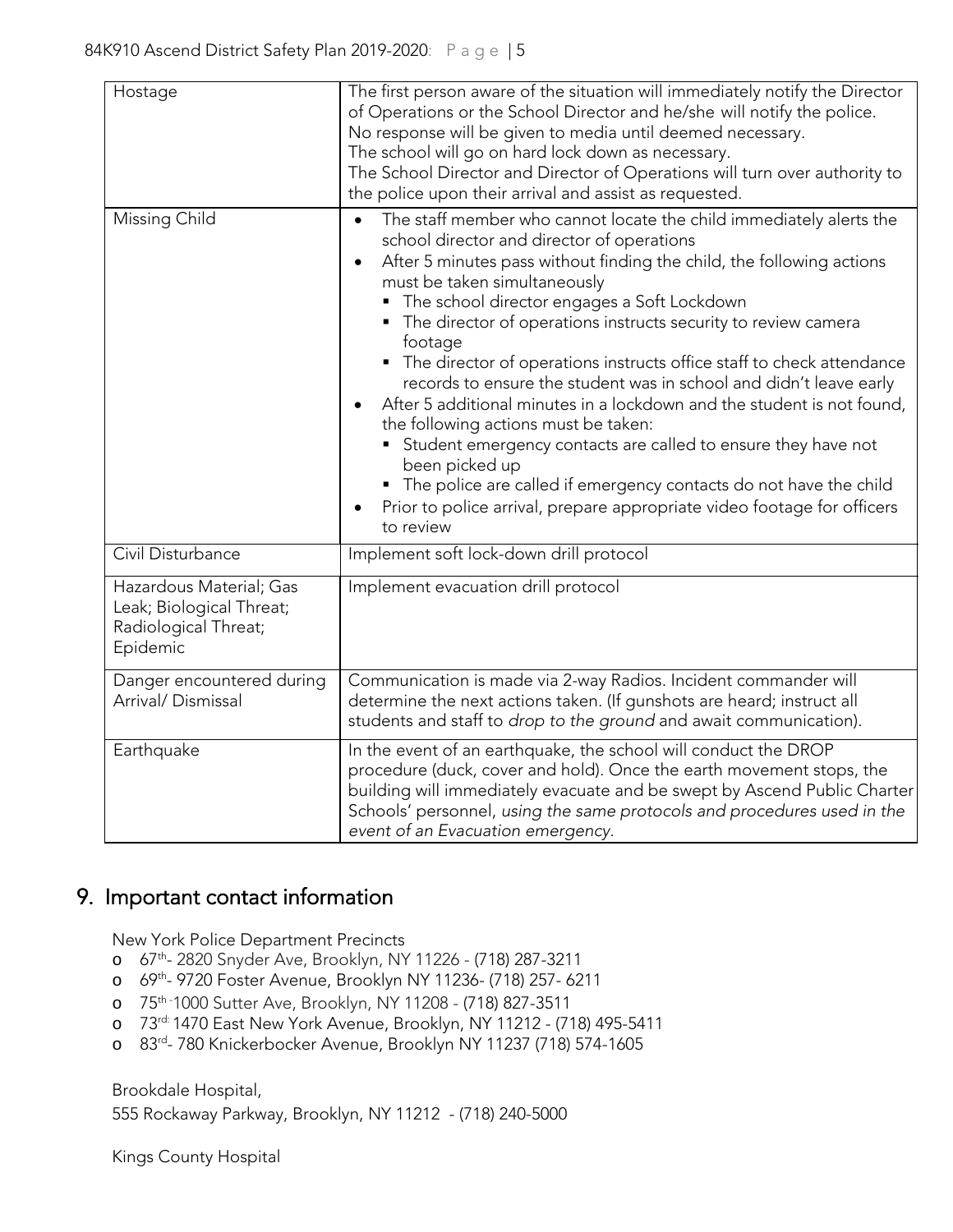| | |
|---|---|
| Hostage | The first person aware of the situation will immediately notify the Director of Operations or the School Director and he/she will notify the police.<br>No response will be given to media until deemed necessary.<br>The school will go on hard lock down as necessary.<br>The School Director and Director of Operations will turn over authority to the police upon their arrival and assist as requested. |
| Missing Child | • The staff member who cannot locate the child immediately alerts the school director and director of operations<br>• After 5 minutes pass without finding the child, the following actions must be taken simultaneously<br>&nbsp;&nbsp;▪ The school director engages a Soft Lockdown<br>&nbsp;&nbsp;▪ The director of operations instructs security to review camera footage<br>&nbsp;&nbsp;▪ The director of operations instructs office staff to check attendance records to ensure the student was in school and didn't leave early<br>• After 5 additional minutes in a lockdown and the student is not found, the following actions must be taken:<br>&nbsp;&nbsp;▪ Student emergency contacts are called to ensure they have not been picked up<br>&nbsp;&nbsp;▪ The police are called if emergency contacts do not have the child<br>• Prior to police arrival, prepare appropriate video footage for officers to review |
| Civil Disturbance | Implement soft lock-down drill protocol |
| Hazardous Material; Gas Leak; Biological Threat; Radiological Threat; Epidemic | Implement evacuation drill protocol |
| Danger encountered during Arrival/ Dismissal | Communication is made via 2-way Radios. Incident commander will determine the next actions taken. (If gunshots are heard; instruct all students and staff to *drop to the ground* and await communication). |
| Earthquake | In the event of an earthquake, the school will conduct the DROP procedure (duck, cover and hold). Once the earth movement stops, the building will immediately evacuate and be swept by Ascend Public Charter Schools' personnel, *using the same protocols and procedures used in the event of an Evacuation emergency*. |

## 9. Important contact information

New York Police Department Precincts

- 67th- 2820 Snyder Ave, Brooklyn, NY 11226 - (718) 287-3211
- 69th- 9720 Foster Avenue, Brooklyn NY 11236- (718) 257- 6211
- 75th -1000 Sutter Ave, Brooklyn, NY 11208 - (718) 827-3511
- 73rd: 1470 East New York Avenue, Brooklyn, NY 11212 - (718) 495-5411
- 83rd- 780 Knickerbocker Avenue, Brooklyn NY 11237 (718) 574-1605

Brookdale Hospital,
555 Rockaway Parkway, Brooklyn, NY 11212 - (718) 240-5000

Kings County Hospital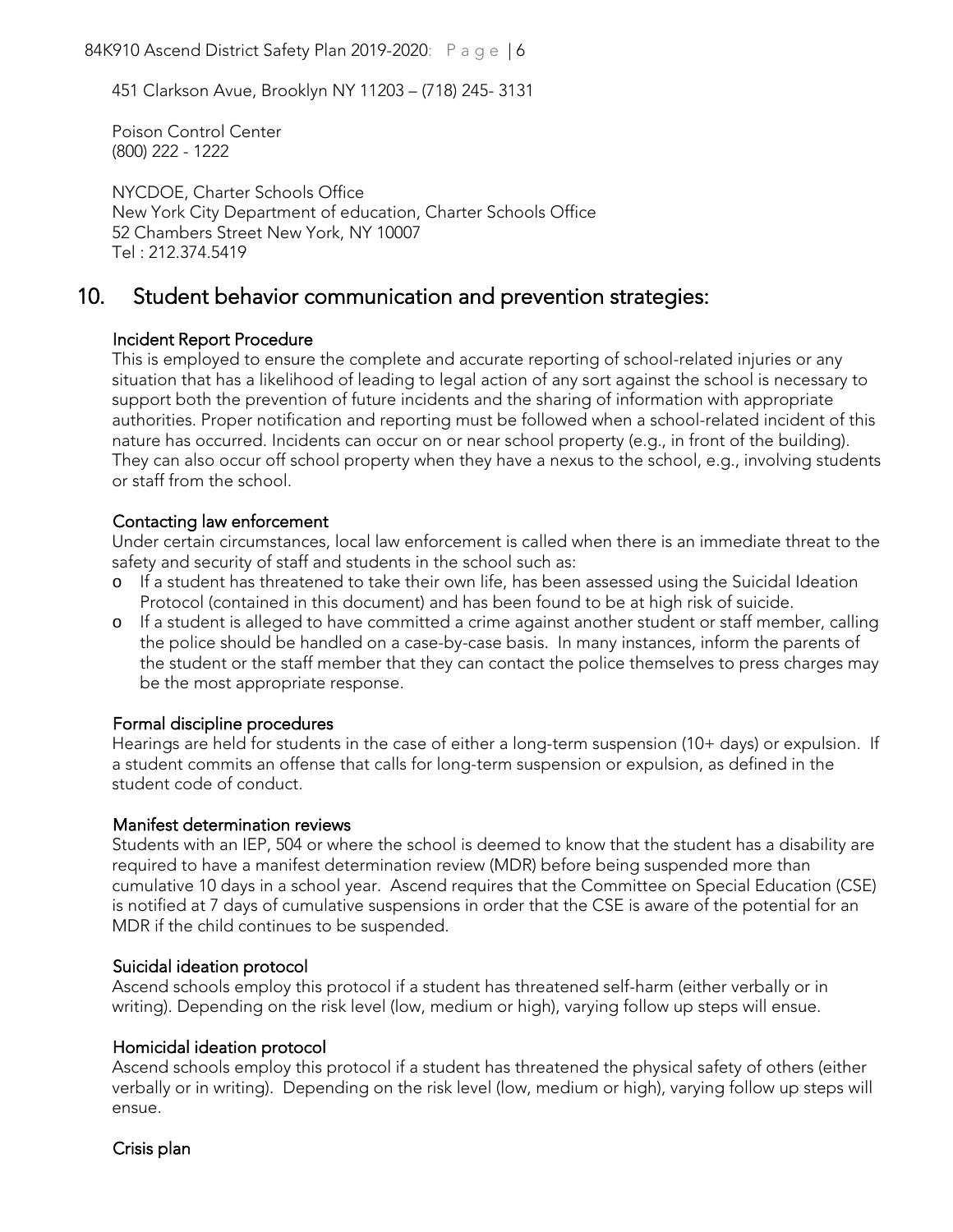451 Clarkson Avue, Brooklyn NY 11203 – (718) 245- 3131

Poison Control Center
(800) 222 - 1222

NYCDOE, Charter Schools Office
New York City Department of education, Charter Schools Office
52 Chambers Street New York, NY 10007
Tel : 212.374.5419

## 10. Student behavior communication and prevention strategies:

### Incident Report Procedure

This is employed to ensure the complete and accurate reporting of school-related injuries or any situation that has a likelihood of leading to legal action of any sort against the school is necessary to support both the prevention of future incidents and the sharing of information with appropriate authorities. Proper notification and reporting must be followed when a school-related incident of this nature has occurred. Incidents can occur on or near school property (e.g., in front of the building). They can also occur off school property when they have a nexus to the school, e.g., involving students or staff from the school.

### Contacting law enforcement

Under certain circumstances, local law enforcement is called when there is an immediate threat to the safety and security of staff and students in the school such as:

- If a student has threatened to take their own life, has been assessed using the Suicidal Ideation Protocol (contained in this document) and has been found to be at high risk of suicide.
- If a student is alleged to have committed a crime against another student or staff member, calling the police should be handled on a case-by-case basis. In many instances, inform the parents of the student or the staff member that they can contact the police themselves to press charges may be the most appropriate response.

### Formal discipline procedures

Hearings are held for students in the case of either a long-term suspension (10+ days) or expulsion. If a student commits an offense that calls for long-term suspension or expulsion, as defined in the student code of conduct.

### Manifest determination reviews

Students with an IEP, 504 or where the school is deemed to know that the student has a disability are required to have a manifest determination review (MDR) before being suspended more than cumulative 10 days in a school year. Ascend requires that the Committee on Special Education (CSE) is notified at 7 days of cumulative suspensions in order that the CSE is aware of the potential for an MDR if the child continues to be suspended.

### Suicidal ideation protocol

Ascend schools employ this protocol if a student has threatened self-harm (either verbally or in writing). Depending on the risk level (low, medium or high), varying follow up steps will ensue.

### Homicidal ideation protocol

Ascend schools employ this protocol if a student has threatened the physical safety of others (either verbally or in writing). Depending on the risk level (low, medium or high), varying follow up steps will ensue.

### Crisis plan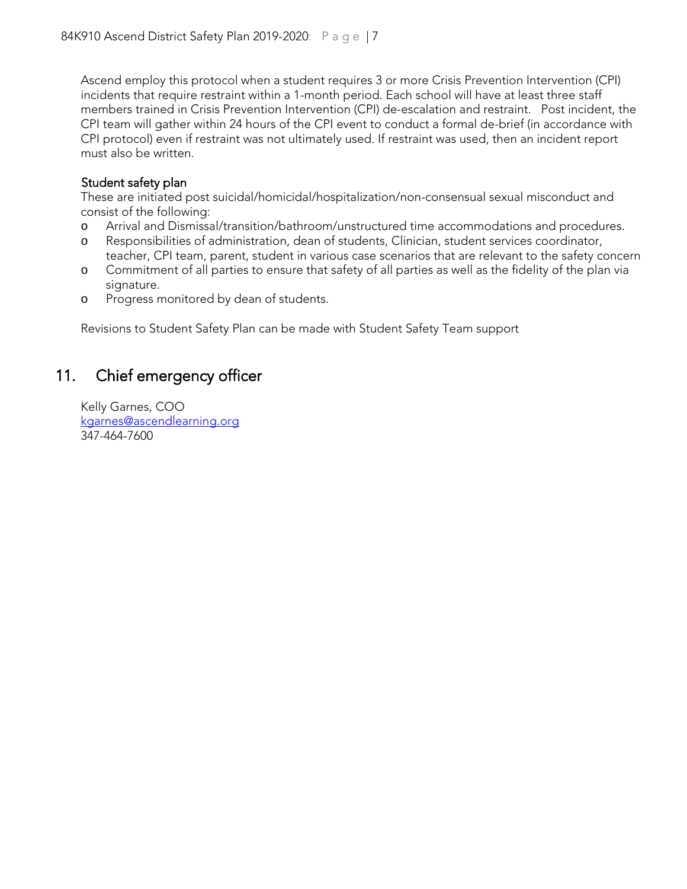Ascend employ this protocol when a student requires 3 or more Crisis Prevention Intervention (CPI) incidents that require restraint within a 1-month period. Each school will have at least three staff members trained in Crisis Prevention Intervention (CPI) de-escalation and restraint. Post incident, the CPI team will gather within 24 hours of the CPI event to conduct a formal de-brief (in accordance with CPI protocol) even if restraint was not ultimately used. If restraint was used, then an incident report must also be written.

### Student safety plan

These are initiated post suicidal/homicidal/hospitalization/non-consensual sexual misconduct and consist of the following:

- Arrival and Dismissal/transition/bathroom/unstructured time accommodations and procedures.
- Responsibilities of administration, dean of students, Clinician, student services coordinator, teacher, CPI team, parent, student in various case scenarios that are relevant to the safety concern
- Commitment of all parties to ensure that safety of all parties as well as the fidelity of the plan via signature.
- Progress monitored by dean of students.

Revisions to Student Safety Plan can be made with Student Safety Team support

## 11. Chief emergency officer

Kelly Garnes, COO
kgarnes@ascendlearning.org
347-464-7600